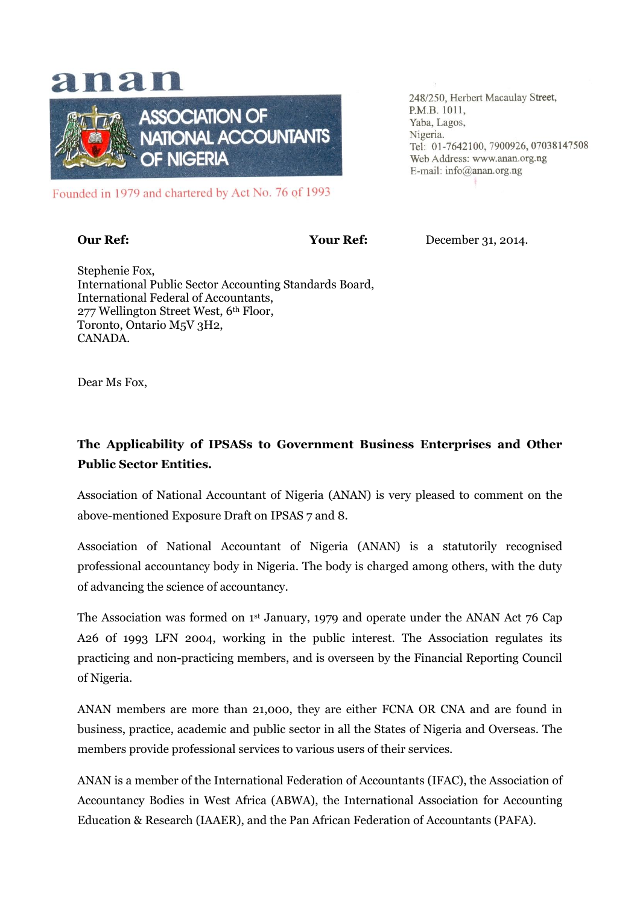anan

ASSOCIATION OF NATIONAL ACCOUNTANTS OF NIGERIA

Founded in 1979 and chartered by Act No. 76 of 1993

248/250, Herbert Macaulay Street,
P.M.B. 1011,
Yaba, Lagos,
Nigeria.
Tel: 01-7642100, 7900926, 07038147508
Web Address: www.anan.org.ng
E-mail: info@anan.org.ng

**Our Ref:** **Your Ref:** December 31, 2014.

Stephenie Fox,
International Public Sector Accounting Standards Board,
International Federal of Accountants,
277 Wellington Street West, 6th Floor,
Toronto, Ontario M5V 3H2,
CANADA.

Dear Ms Fox,

**The Applicability of IPSASs to Government Business Enterprises and Other Public Sector Entities.**

Association of National Accountant of Nigeria (ANAN) is very pleased to comment on the above-mentioned Exposure Draft on IPSAS 7 and 8.

Association of National Accountant of Nigeria (ANAN) is a statutorily recognised professional accountancy body in Nigeria. The body is charged among others, with the duty of advancing the science of accountancy.

The Association was formed on 1st January, 1979 and operate under the ANAN Act 76 Cap A26 of 1993 LFN 2004, working in the public interest. The Association regulates its practicing and non-practicing members, and is overseen by the Financial Reporting Council of Nigeria.

ANAN members are more than 21,000, they are either FCNA OR CNA and are found in business, practice, academic and public sector in all the States of Nigeria and Overseas. The members provide professional services to various users of their services.

ANAN is a member of the International Federation of Accountants (IFAC), the Association of Accountancy Bodies in West Africa (ABWA), the International Association for Accounting Education & Research (IAAER), and the Pan African Federation of Accountants (PAFA).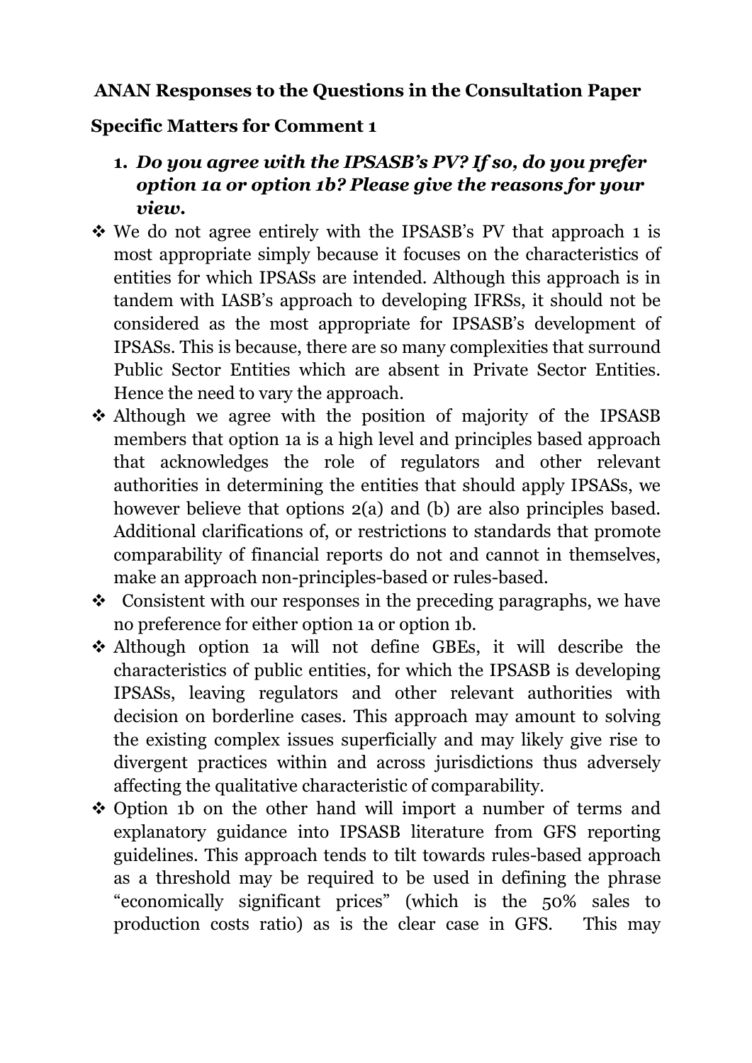**ANAN Responses to the Questions in the Consultation Paper**

**Specific Matters for Comment 1**

1. ***Do you agree with the IPSASB's PV? If so, do you prefer option 1a or option 1b? Please give the reasons for your view.***

- We do not agree entirely with the IPSASB's PV that approach 1 is most appropriate simply because it focuses on the characteristics of entities for which IPSASs are intended. Although this approach is in tandem with IASB's approach to developing IFRSs, it should not be considered as the most appropriate for IPSASB's development of IPSASs. This is because, there are so many complexities that surround Public Sector Entities which are absent in Private Sector Entities. Hence the need to vary the approach.
- Although we agree with the position of majority of the IPSASB members that option 1a is a high level and principles based approach that acknowledges the role of regulators and other relevant authorities in determining the entities that should apply IPSASs, we however believe that options 2(a) and (b) are also principles based. Additional clarifications of, or restrictions to standards that promote comparability of financial reports do not and cannot in themselves, make an approach non-principles-based or rules-based.
- Consistent with our responses in the preceding paragraphs, we have no preference for either option 1a or option 1b.
- Although option 1a will not define GBEs, it will describe the characteristics of public entities, for which the IPSASB is developing IPSASs, leaving regulators and other relevant authorities with decision on borderline cases. This approach may amount to solving the existing complex issues superficially and may likely give rise to divergent practices within and across jurisdictions thus adversely affecting the qualitative characteristic of comparability.
- Option 1b on the other hand will import a number of terms and explanatory guidance into IPSASB literature from GFS reporting guidelines. This approach tends to tilt towards rules-based approach as a threshold may be required to be used in defining the phrase "economically significant prices" (which is the 50% sales to production costs ratio) as is the clear case in GFS. This may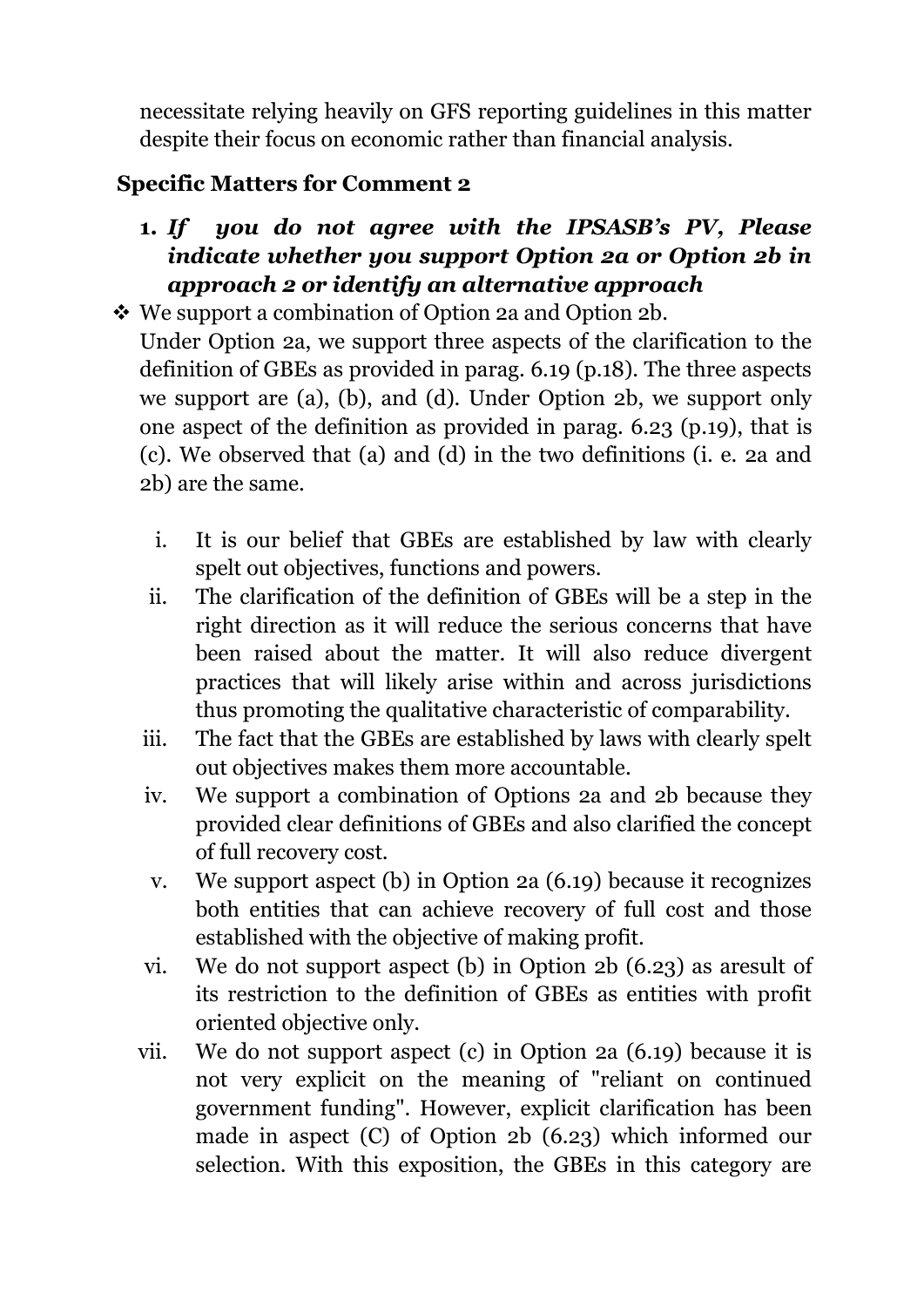necessitate relying heavily on GFS reporting guidelines in this matter despite their focus on economic rather than financial analysis.

## Specific Matters for Comment 2

1. ***If you do not agree with the IPSASB's PV, Please indicate whether you support Option 2a or Option 2b in approach 2 or identify an alternative approach***

❖ We support a combination of Option 2a and Option 2b.

Under Option 2a, we support three aspects of the clarification to the definition of GBEs as provided in parag. 6.19 (p.18). The three aspects we support are (a), (b), and (d). Under Option 2b, we support only one aspect of the definition as provided in parag. 6.23 (p.19), that is (c). We observed that (a) and (d) in the two definitions (i. e. 2a and 2b) are the same.

i. It is our belief that GBEs are established by law with clearly spelt out objectives, functions and powers.
ii. The clarification of the definition of GBEs will be a step in the right direction as it will reduce the serious concerns that have been raised about the matter. It will also reduce divergent practices that will likely arise within and across jurisdictions thus promoting the qualitative characteristic of comparability.
iii. The fact that the GBEs are established by laws with clearly spelt out objectives makes them more accountable.
iv. We support a combination of Options 2a and 2b because they provided clear definitions of GBEs and also clarified the concept of full recovery cost.
v. We support aspect (b) in Option 2a (6.19) because it recognizes both entities that can achieve recovery of full cost and those established with the objective of making profit.
vi. We do not support aspect (b) in Option 2b (6.23) as aresult of its restriction to the definition of GBEs as entities with profit oriented objective only.
vii. We do not support aspect (c) in Option 2a (6.19) because it is not very explicit on the meaning of "reliant on continued government funding". However, explicit clarification has been made in aspect (C) of Option 2b (6.23) which informed our selection. With this exposition, the GBEs in this category are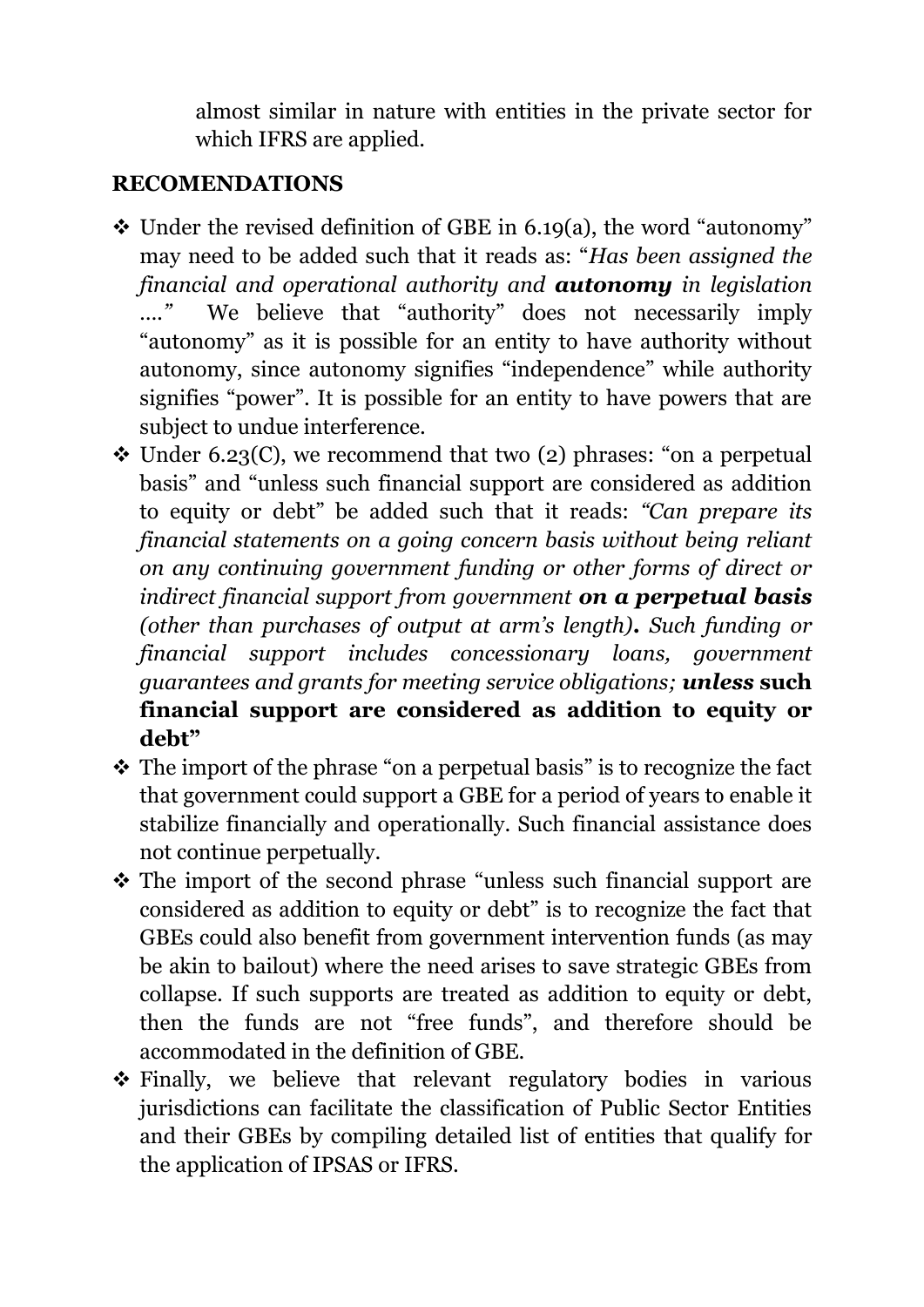almost similar in nature with entities in the private sector for which IFRS are applied.

## RECOMENDATIONS

- Under the revised definition of GBE in 6.19(a), the word "autonomy" may need to be added such that it reads as: "*Has been assigned the financial and operational authority and **autonomy** in legislation ….*" We believe that "authority" does not necessarily imply "autonomy" as it is possible for an entity to have authority without autonomy, since autonomy signifies "independence" while authority signifies "power". It is possible for an entity to have powers that are subject to undue interference.
- Under 6.23(C), we recommend that two (2) phrases: "on a perpetual basis" and "unless such financial support are considered as addition to equity or debt" be added such that it reads: *"Can prepare its financial statements on a going concern basis without being reliant on any continuing government funding or other forms of direct or indirect financial support from government **on a perpetual basis** (other than purchases of output at arm's length)**.** Such funding or financial support includes concessionary loans, government guarantees and grants for meeting service obligations; **unless*** **such financial support are considered as addition to equity or debt"**
- The import of the phrase "on a perpetual basis" is to recognize the fact that government could support a GBE for a period of years to enable it stabilize financially and operationally. Such financial assistance does not continue perpetually.
- The import of the second phrase "unless such financial support are considered as addition to equity or debt" is to recognize the fact that GBEs could also benefit from government intervention funds (as may be akin to bailout) where the need arises to save strategic GBEs from collapse. If such supports are treated as addition to equity or debt, then the funds are not "free funds", and therefore should be accommodated in the definition of GBE.
- Finally, we believe that relevant regulatory bodies in various jurisdictions can facilitate the classification of Public Sector Entities and their GBEs by compiling detailed list of entities that qualify for the application of IPSAS or IFRS.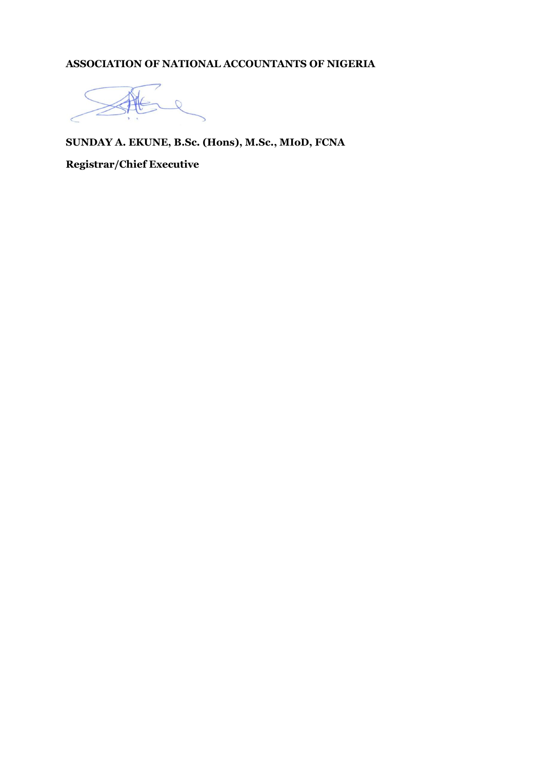**ASSOCIATION OF NATIONAL ACCOUNTANTS OF NIGERIA**

**SUNDAY A. EKUNE, B.Sc. (Hons), M.Sc., MIoD, FCNA**

**Registrar/Chief Executive**